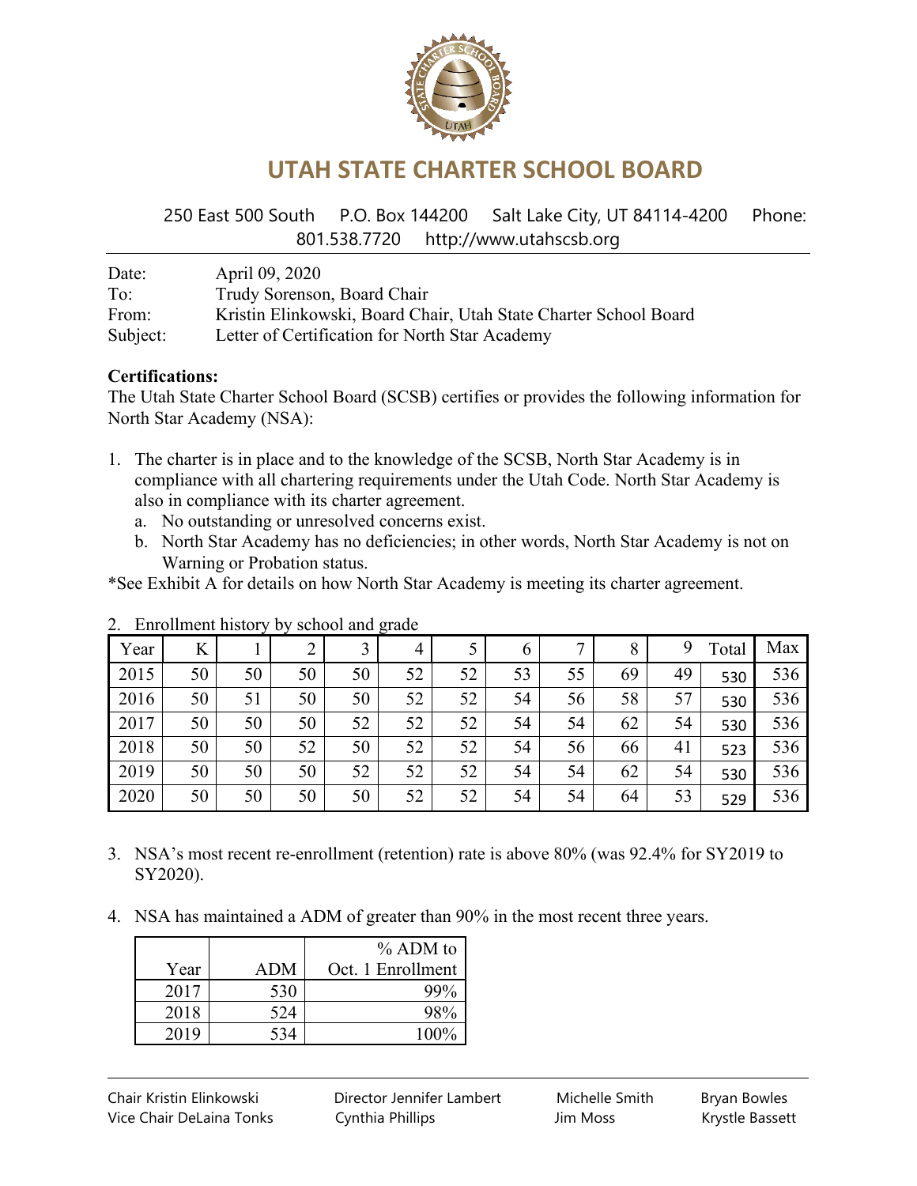# UTAH STATE CHARTER SCHOOL BOARD

250 East 500 South P.O. Box 144200 Salt Lake City, UT 84114-4200 Phone: 801.538.7720 http://www.utahscsb.org

Date: April 09, 2020
To: Trudy Sorenson, Board Chair
From: Kristin Elinkowski, Board Chair, Utah State Charter School Board
Subject: Letter of Certification for North Star Academy

**Certifications:**

The Utah State Charter School Board (SCSB) certifies or provides the following information for North Star Academy (NSA):

1. The charter is in place and to the knowledge of the SCSB, North Star Academy is in compliance with all chartering requirements under the Utah Code. North Star Academy is also in compliance with its charter agreement.
   a. No outstanding or unresolved concerns exist.
   b. North Star Academy has no deficiencies; in other words, North Star Academy is not on Warning or Probation status.

*See Exhibit A for details on how North Star Academy is meeting its charter agreement.

2. Enrollment history by school and grade

| Year | K | 1 | 2 | 3 | 4 | 5 | 6 | 7 | 8 | 9 | Total | Max |
|---|---|---|---|---|---|---|---|---|---|---|---|---|
| 2015 | 50 | 50 | 50 | 50 | 52 | 52 | 53 | 55 | 69 | 49 | 530 | 536 |
| 2016 | 50 | 51 | 50 | 50 | 52 | 52 | 54 | 56 | 58 | 57 | 530 | 536 |
| 2017 | 50 | 50 | 50 | 52 | 52 | 52 | 54 | 54 | 62 | 54 | 530 | 536 |
| 2018 | 50 | 50 | 52 | 50 | 52 | 52 | 54 | 56 | 66 | 41 | 523 | 536 |
| 2019 | 50 | 50 | 50 | 52 | 52 | 52 | 54 | 54 | 62 | 54 | 530 | 536 |
| 2020 | 50 | 50 | 50 | 50 | 52 | 52 | 54 | 54 | 64 | 53 | 529 | 536 |

3. NSA's most recent re-enrollment (retention) rate is above 80% (was 92.4% for SY2019 to SY2020).

4. NSA has maintained a ADM of greater than 90% in the most recent three years.

| Year | ADM | % ADM to Oct. 1 Enrollment |
|---|---|---|
| 2017 | 530 | 99% |
| 2018 | 524 | 98% |
| 2019 | 534 | 100% |

Chair Kristin Elinkowski
Vice Chair DeLaina Tonks
Director Jennifer Lambert
Cynthia Phillips
Michelle Smith
Jim Moss
Bryan Bowles
Krystle Bassett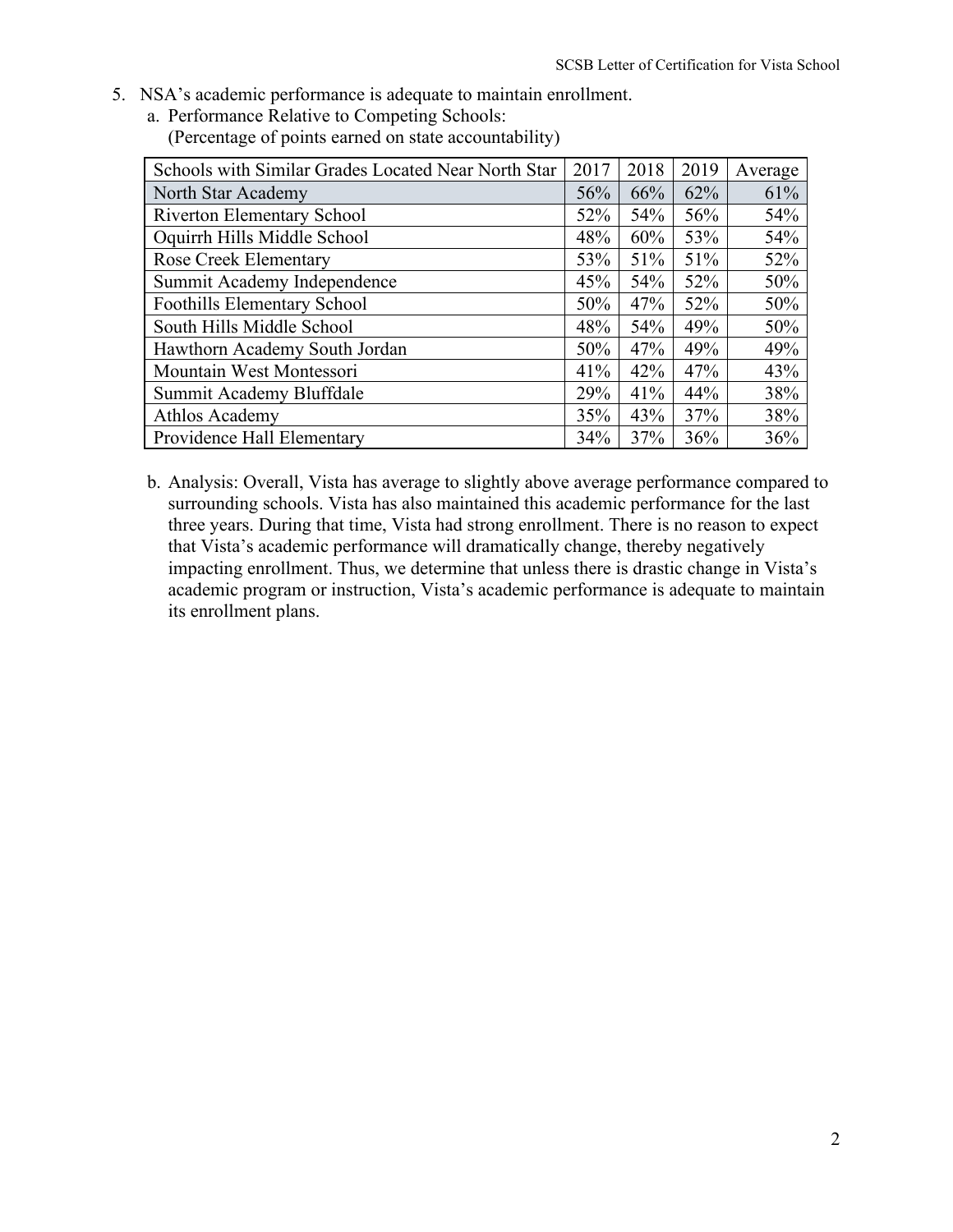5. NSA's academic performance is adequate to maintain enrollment.
   a. Performance Relative to Competing Schools:
      (Percentage of points earned on state accountability)

| Schools with Similar Grades Located Near North Star | 2017 | 2018 | 2019 | Average |
|---|---|---|---|---|
| North Star Academy | 56% | 66% | 62% | 61% |
| Riverton Elementary School | 52% | 54% | 56% | 54% |
| Oquirrh Hills Middle School | 48% | 60% | 53% | 54% |
| Rose Creek Elementary | 53% | 51% | 51% | 52% |
| Summit Academy Independence | 45% | 54% | 52% | 50% |
| Foothills Elementary School | 50% | 47% | 52% | 50% |
| South Hills Middle School | 48% | 54% | 49% | 50% |
| Hawthorn Academy South Jordan | 50% | 47% | 49% | 49% |
| Mountain West Montessori | 41% | 42% | 47% | 43% |
| Summit Academy Bluffdale | 29% | 41% | 44% | 38% |
| Athlos Academy | 35% | 43% | 37% | 38% |
| Providence Hall Elementary | 34% | 37% | 36% | 36% |

   b. Analysis: Overall, Vista has average to slightly above average performance compared to surrounding schools. Vista has also maintained this academic performance for the last three years. During that time, Vista had strong enrollment. There is no reason to expect that Vista's academic performance will dramatically change, thereby negatively impacting enrollment. Thus, we determine that unless there is drastic change in Vista's academic program or instruction, Vista's academic performance is adequate to maintain its enrollment plans.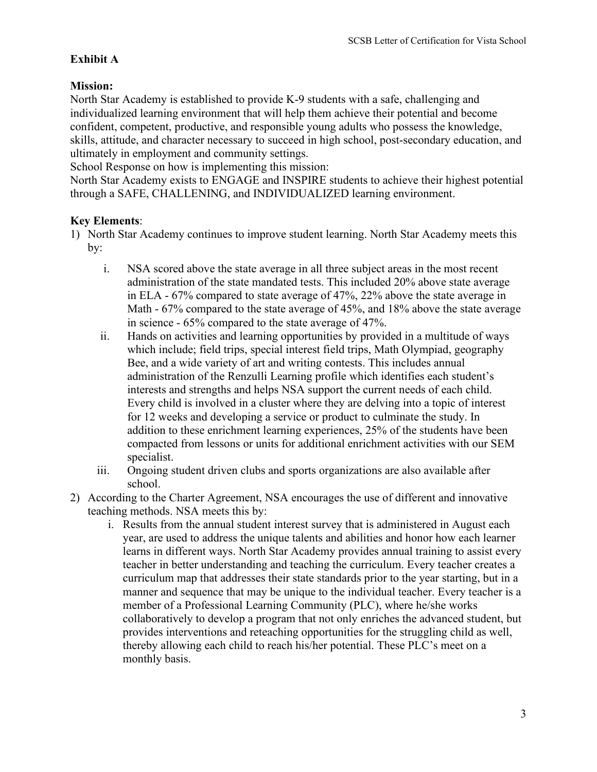**Exhibit A**

**Mission:**
North Star Academy is established to provide K-9 students with a safe, challenging and individualized learning environment that will help them achieve their potential and become confident, competent, productive, and responsible young adults who possess the knowledge, skills, attitude, and character necessary to succeed in high school, post-secondary education, and ultimately in employment and community settings.
School Response on how is implementing this mission:
North Star Academy exists to ENGAGE and INSPIRE students to achieve their highest potential through a SAFE, CHALLENING, and INDIVIDUALIZED learning environment.

**Key Elements**:

1) North Star Academy continues to improve student learning. North Star Academy meets this by:
   i. NSA scored above the state average in all three subject areas in the most recent administration of the state mandated tests. This included 20% above state average in ELA - 67% compared to state average of 47%, 22% above the state average in Math - 67% compared to the state average of 45%, and 18% above the state average in science - 65% compared to the state average of 47%.
   ii. Hands on activities and learning opportunities by provided in a multitude of ways which include; field trips, special interest field trips, Math Olympiad, geography Bee, and a wide variety of art and writing contests. This includes annual administration of the Renzulli Learning profile which identifies each student's interests and strengths and helps NSA support the current needs of each child. Every child is involved in a cluster where they are delving into a topic of interest for 12 weeks and developing a service or product to culminate the study. In addition to these enrichment learning experiences, 25% of the students have been compacted from lessons or units for additional enrichment activities with our SEM specialist.
   iii. Ongoing student driven clubs and sports organizations are also available after school.
2) According to the Charter Agreement, NSA encourages the use of different and innovative teaching methods. NSA meets this by:
   i. Results from the annual student interest survey that is administered in August each year, are used to address the unique talents and abilities and honor how each learner learns in different ways. North Star Academy provides annual training to assist every teacher in better understanding and teaching the curriculum. Every teacher creates a curriculum map that addresses their state standards prior to the year starting, but in a manner and sequence that may be unique to the individual teacher. Every teacher is a member of a Professional Learning Community (PLC), where he/she works collaboratively to develop a program that not only enriches the advanced student, but provides interventions and reteaching opportunities for the struggling child as well, thereby allowing each child to reach his/her potential. These PLC's meet on a monthly basis.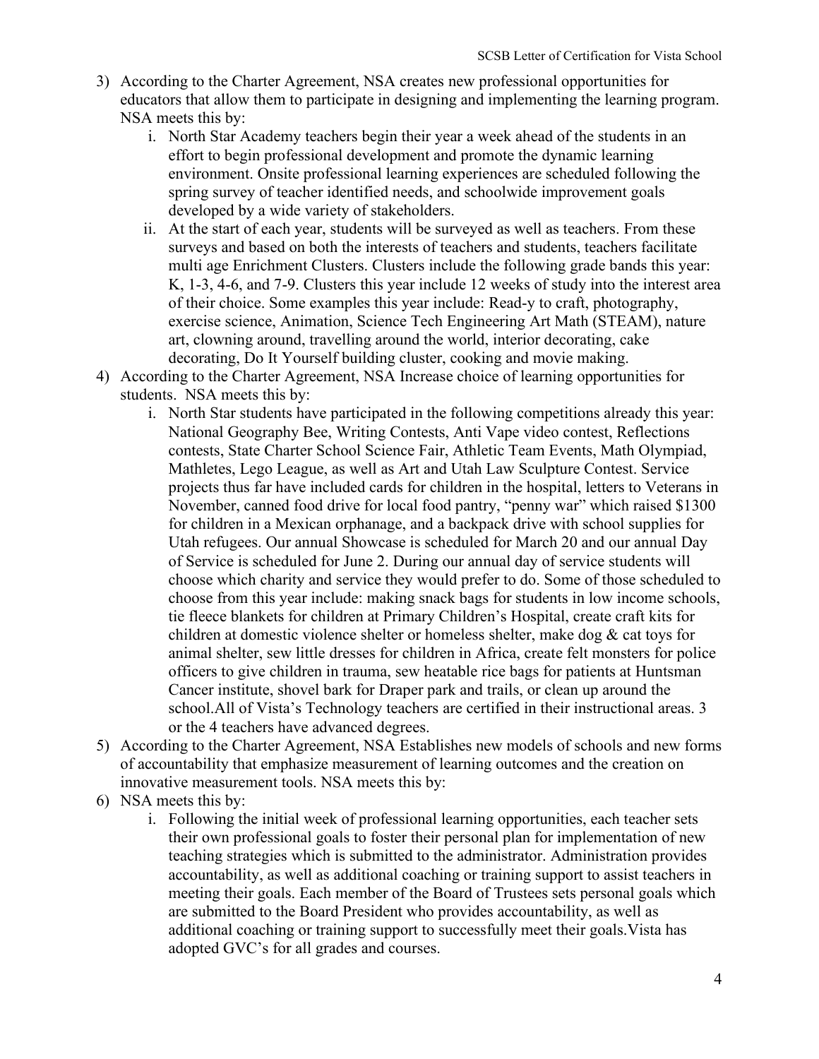3) According to the Charter Agreement, NSA creates new professional opportunities for educators that allow them to participate in designing and implementing the learning program. NSA meets this by:
   i. North Star Academy teachers begin their year a week ahead of the students in an effort to begin professional development and promote the dynamic learning environment. Onsite professional learning experiences are scheduled following the spring survey of teacher identified needs, and schoolwide improvement goals developed by a wide variety of stakeholders.
   ii. At the start of each year, students will be surveyed as well as teachers. From these surveys and based on both the interests of teachers and students, teachers facilitate multi age Enrichment Clusters. Clusters include the following grade bands this year: K, 1-3, 4-6, and 7-9. Clusters this year include 12 weeks of study into the interest area of their choice. Some examples this year include: Read-y to craft, photography, exercise science, Animation, Science Tech Engineering Art Math (STEAM), nature art, clowning around, travelling around the world, interior decorating, cake decorating, Do It Yourself building cluster, cooking and movie making.
4) According to the Charter Agreement, NSA Increase choice of learning opportunities for students. NSA meets this by:
   i. North Star students have participated in the following competitions already this year: National Geography Bee, Writing Contests, Anti Vape video contest, Reflections contests, State Charter School Science Fair, Athletic Team Events, Math Olympiad, Mathletes, Lego League, as well as Art and Utah Law Sculpture Contest. Service projects thus far have included cards for children in the hospital, letters to Veterans in November, canned food drive for local food pantry, "penny war" which raised $1300 for children in a Mexican orphanage, and a backpack drive with school supplies for Utah refugees. Our annual Showcase is scheduled for March 20 and our annual Day of Service is scheduled for June 2. During our annual day of service students will choose which charity and service they would prefer to do. Some of those scheduled to choose from this year include: making snack bags for students in low income schools, tie fleece blankets for children at Primary Children's Hospital, create craft kits for children at domestic violence shelter or homeless shelter, make dog & cat toys for animal shelter, sew little dresses for children in Africa, create felt monsters for police officers to give children in trauma, sew heatable rice bags for patients at Huntsman Cancer institute, shovel bark for Draper park and trails, or clean up around the school.All of Vista's Technology teachers are certified in their instructional areas. 3 or the 4 teachers have advanced degrees.
5) According to the Charter Agreement, NSA Establishes new models of schools and new forms of accountability that emphasize measurement of learning outcomes and the creation on innovative measurement tools. NSA meets this by:
6) NSA meets this by:
   i. Following the initial week of professional learning opportunities, each teacher sets their own professional goals to foster their personal plan for implementation of new teaching strategies which is submitted to the administrator. Administration provides accountability, as well as additional coaching or training support to assist teachers in meeting their goals. Each member of the Board of Trustees sets personal goals which are submitted to the Board President who provides accountability, as well as additional coaching or training support to successfully meet their goals.Vista has adopted GVC's for all grades and courses.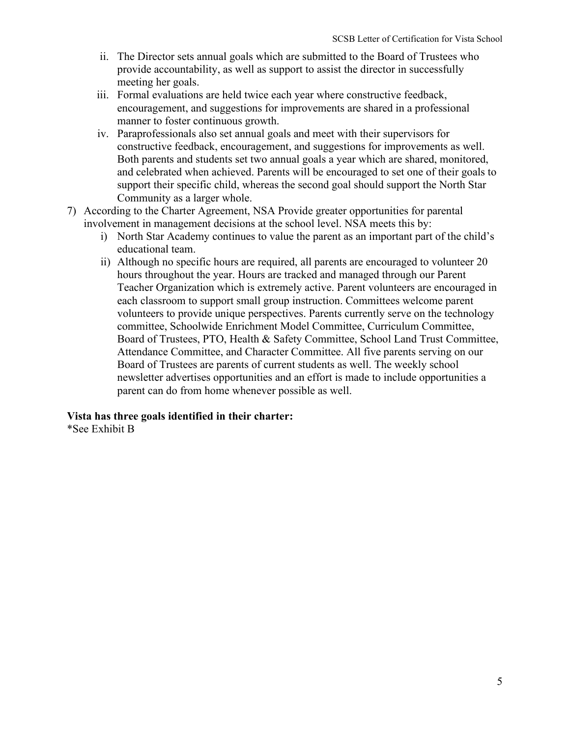ii. The Director sets annual goals which are submitted to the Board of Trustees who provide accountability, as well as support to assist the director in successfully meeting her goals.

iii. Formal evaluations are held twice each year where constructive feedback, encouragement, and suggestions for improvements are shared in a professional manner to foster continuous growth.

iv. Paraprofessionals also set annual goals and meet with their supervisors for constructive feedback, encouragement, and suggestions for improvements as well. Both parents and students set two annual goals a year which are shared, monitored, and celebrated when achieved. Parents will be encouraged to set one of their goals to support their specific child, whereas the second goal should support the North Star Community as a larger whole.

7) According to the Charter Agreement, NSA Provide greater opportunities for parental involvement in management decisions at the school level. NSA meets this by:
   i) North Star Academy continues to value the parent as an important part of the child's educational team.
   ii) Although no specific hours are required, all parents are encouraged to volunteer 20 hours throughout the year. Hours are tracked and managed through our Parent Teacher Organization which is extremely active. Parent volunteers are encouraged in each classroom to support small group instruction. Committees welcome parent volunteers to provide unique perspectives. Parents currently serve on the technology committee, Schoolwide Enrichment Model Committee, Curriculum Committee, Board of Trustees, PTO, Health & Safety Committee, School Land Trust Committee, Attendance Committee, and Character Committee. All five parents serving on our Board of Trustees are parents of current students as well. The weekly school newsletter advertises opportunities and an effort is made to include opportunities a parent can do from home whenever possible as well.

**Vista has three goals identified in their charter:**

*See Exhibit B